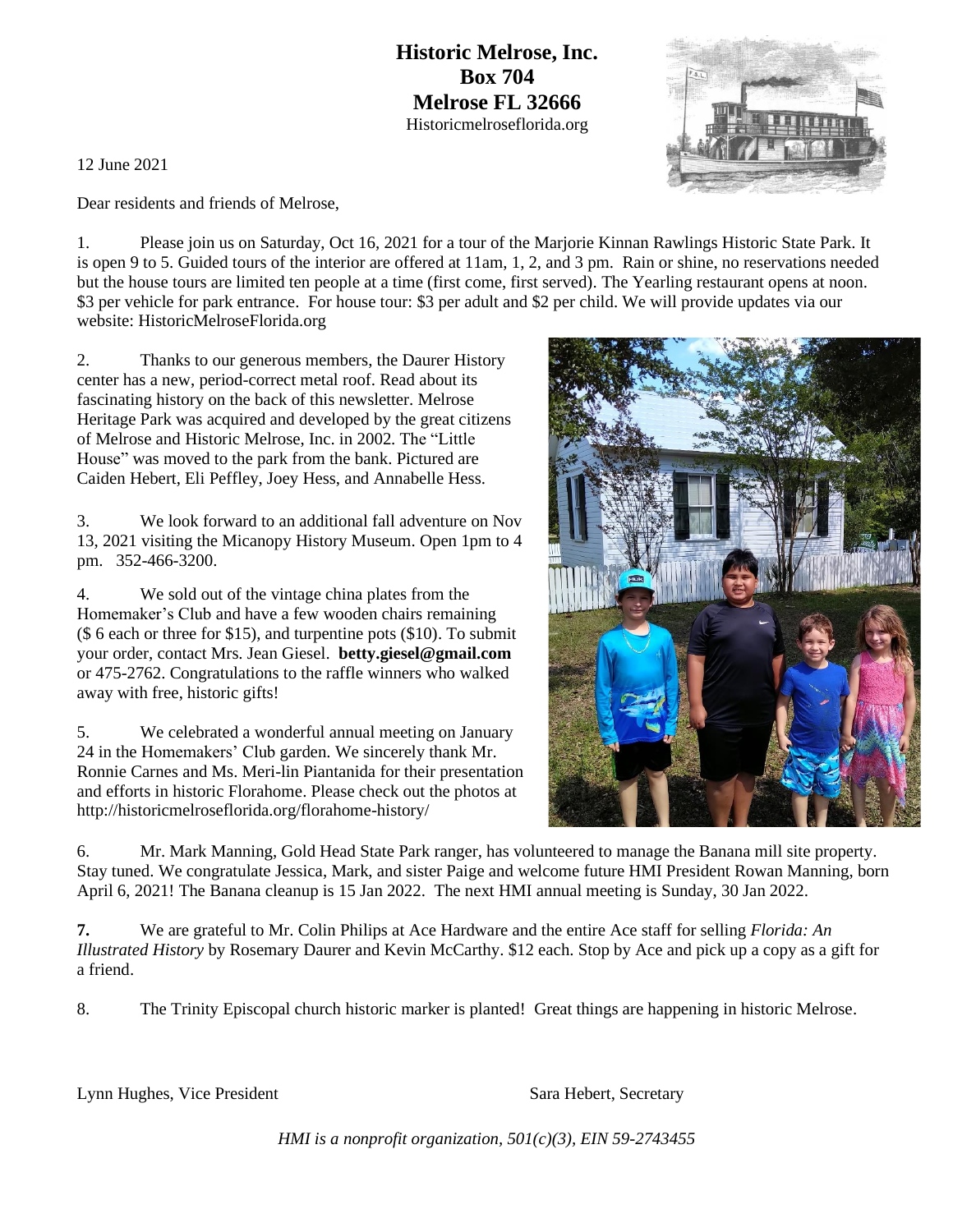**Historic Melrose, Inc.**
**Box 704**
**Melrose FL 32666**
Historicmelroseflorida.org

12 June 2021

Dear residents and friends of Melrose,

1. Please join us on Saturday, Oct 16, 2021 for a tour of the Marjorie Kinnan Rawlings Historic State Park. It is open 9 to 5. Guided tours of the interior are offered at 11am, 1, 2, and 3 pm. Rain or shine, no reservations needed but the house tours are limited ten people at a time (first come, first served). The Yearling restaurant opens at noon. $3 per vehicle for park entrance. For house tour: $3 per adult and $2 per child. We will provide updates via our website: HistoricMelroseFlorida.org

2. Thanks to our generous members, the Daurer History center has a new, period-correct metal roof. Read about its fascinating history on the back of this newsletter. Melrose Heritage Park was acquired and developed by the great citizens of Melrose and Historic Melrose, Inc. in 2002. The "Little House" was moved to the park from the bank. Pictured are Caiden Hebert, Eli Peffley, Joey Hess, and Annabelle Hess.

3. We look forward to an additional fall adventure on Nov 13, 2021 visiting the Micanopy History Museum. Open 1pm to 4 pm. 352-466-3200.

4. We sold out of the vintage china plates from the Homemaker's Club and have a few wooden chairs remaining ($ 6 each or three for $15), and turpentine pots ($10). To submit your order, contact Mrs. Jean Giesel. **betty.giesel@gmail.com** or 475-2762. Congratulations to the raffle winners who walked away with free, historic gifts!

5. We celebrated a wonderful annual meeting on January 24 in the Homemakers' Club garden. We sincerely thank Mr. Ronnie Carnes and Ms. Meri-lin Piantanida for their presentation and efforts in historic Florahome. Please check out the photos at http://historicmelroseflorida.org/florahome-history/

6. Mr. Mark Manning, Gold Head State Park ranger, has volunteered to manage the Banana mill site property. Stay tuned. We congratulate Jessica, Mark, and sister Paige and welcome future HMI President Rowan Manning, born April 6, 2021! The Banana cleanup is 15 Jan 2022. The next HMI annual meeting is Sunday, 30 Jan 2022.

**7.** We are grateful to Mr. Colin Philips at Ace Hardware and the entire Ace staff for selling *Florida: An Illustrated History* by Rosemary Daurer and Kevin McCarthy. $12 each. Stop by Ace and pick up a copy as a gift for a friend.

8. The Trinity Episcopal church historic marker is planted! Great things are happening in historic Melrose.

Lynn Hughes, Vice President

Sara Hebert, Secretary

*HMI is a nonprofit organization, 501(c)(3), EIN 59-2743455*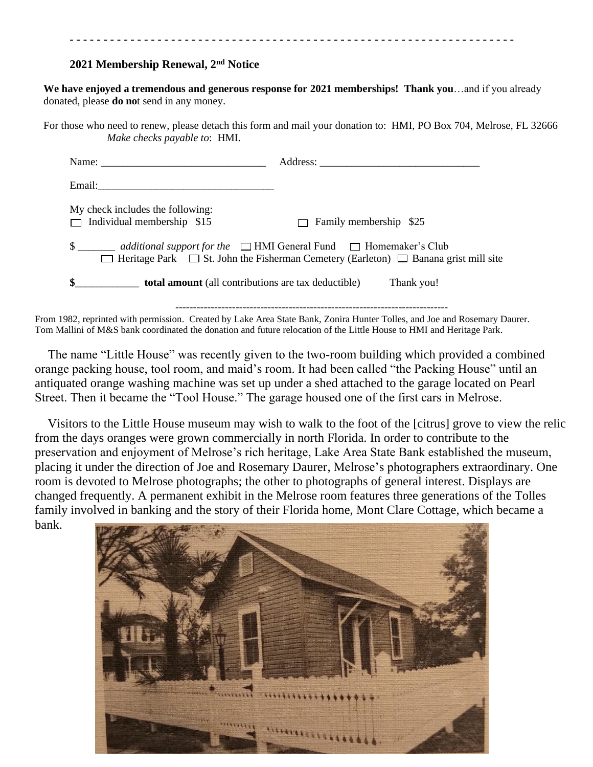- - - - - - - - - - - - - - - - - - - - - - - - - - - - - - - - - - - - - - - - - - - - - - - - - - - - - - - - - - - - - - - -

**2021 Membership Renewal, 2nd Notice**

**We have enjoyed a tremendous and generous response for 2021 memberships! Thank you**…and if you already donated, please **do no**t send in any money.

For those who need to renew, please detach this form and mail your donation to: HMI, PO Box 704, Melrose, FL 32666
*Make checks payable to*: HMI.

Name: _______________________________ Address: ______________________________

Email:_________________________________

My check includes the following:
☐ Individual membership $15 ☐ Family membership $25

$ _______ *additional support for the* ☐ HMI General Fund ☐ Homemaker's Club
☐ Heritage Park ☐ St. John the Fisherman Cemetery (Earleton) ☐ Banana grist mill site

**$**___________ **total amount** (all contributions are tax deductible) Thank you!

---

From 1982, reprinted with permission. Created by Lake Area State Bank, Zonira Hunter Tolles, and Joe and Rosemary Daurer. Tom Mallini of M&S bank coordinated the donation and future relocation of the Little House to HMI and Heritage Park.

The name "Little House" was recently given to the two-room building which provided a combined orange packing house, tool room, and maid's room. It had been called "the Packing House" until an antiquated orange washing machine was set up under a shed attached to the garage located on Pearl Street. Then it became the "Tool House." The garage housed one of the first cars in Melrose.

Visitors to the Little House museum may wish to walk to the foot of the [citrus] grove to view the relic from the days oranges were grown commercially in north Florida. In order to contribute to the preservation and enjoyment of Melrose's rich heritage, Lake Area State Bank established the museum, placing it under the direction of Joe and Rosemary Daurer, Melrose's photographers extraordinary. One room is devoted to Melrose photographs; the other to photographs of general interest. Displays are changed frequently. A permanent exhibit in the Melrose room features three generations of the Tolles family involved in banking and the story of their Florida home, Mont Clare Cottage, which became a bank.